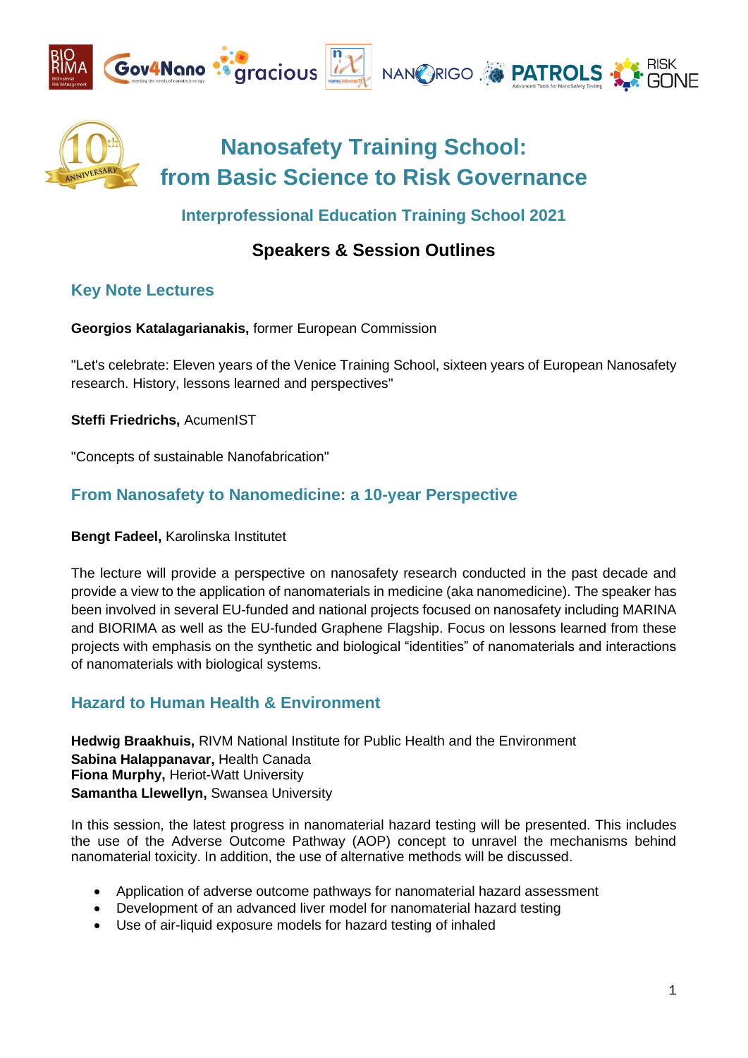# Nanosafety Training School: from Basic Science to Risk Governance

## Interprofessional Education Training School 2021

### Speakers & Session Outlines

## Key Note Lectures

**Georgios Katalagarianakis,** former European Commission

"Let's celebrate: Eleven years of the Venice Training School, sixteen years of European Nanosafety research. History, lessons learned and perspectives"

**Steffi Friedrichs,** AcumenIST

"Concepts of sustainable Nanofabrication"

## From Nanosafety to Nanomedicine: a 10-year Perspective

**Bengt Fadeel,** Karolinska Institutet

The lecture will provide a perspective on nanosafety research conducted in the past decade and provide a view to the application of nanomaterials in medicine (aka nanomedicine). The speaker has been involved in several EU-funded and national projects focused on nanosafety including MARINA and BIORIMA as well as the EU-funded Graphene Flagship. Focus on lessons learned from these projects with emphasis on the synthetic and biological "identities" of nanomaterials and interactions of nanomaterials with biological systems.

## Hazard to Human Health & Environment

**Hedwig Braakhuis,** RIVM National Institute for Public Health and the Environment
**Sabina Halappanavar,** Health Canada
**Fiona Murphy,** Heriot-Watt University
**Samantha Llewellyn,** Swansea University

In this session, the latest progress in nanomaterial hazard testing will be presented. This includes the use of the Adverse Outcome Pathway (AOP) concept to unravel the mechanisms behind nanomaterial toxicity. In addition, the use of alternative methods will be discussed.

- Application of adverse outcome pathways for nanomaterial hazard assessment
- Development of an advanced liver model for nanomaterial hazard testing
- Use of air-liquid exposure models for hazard testing of inhaled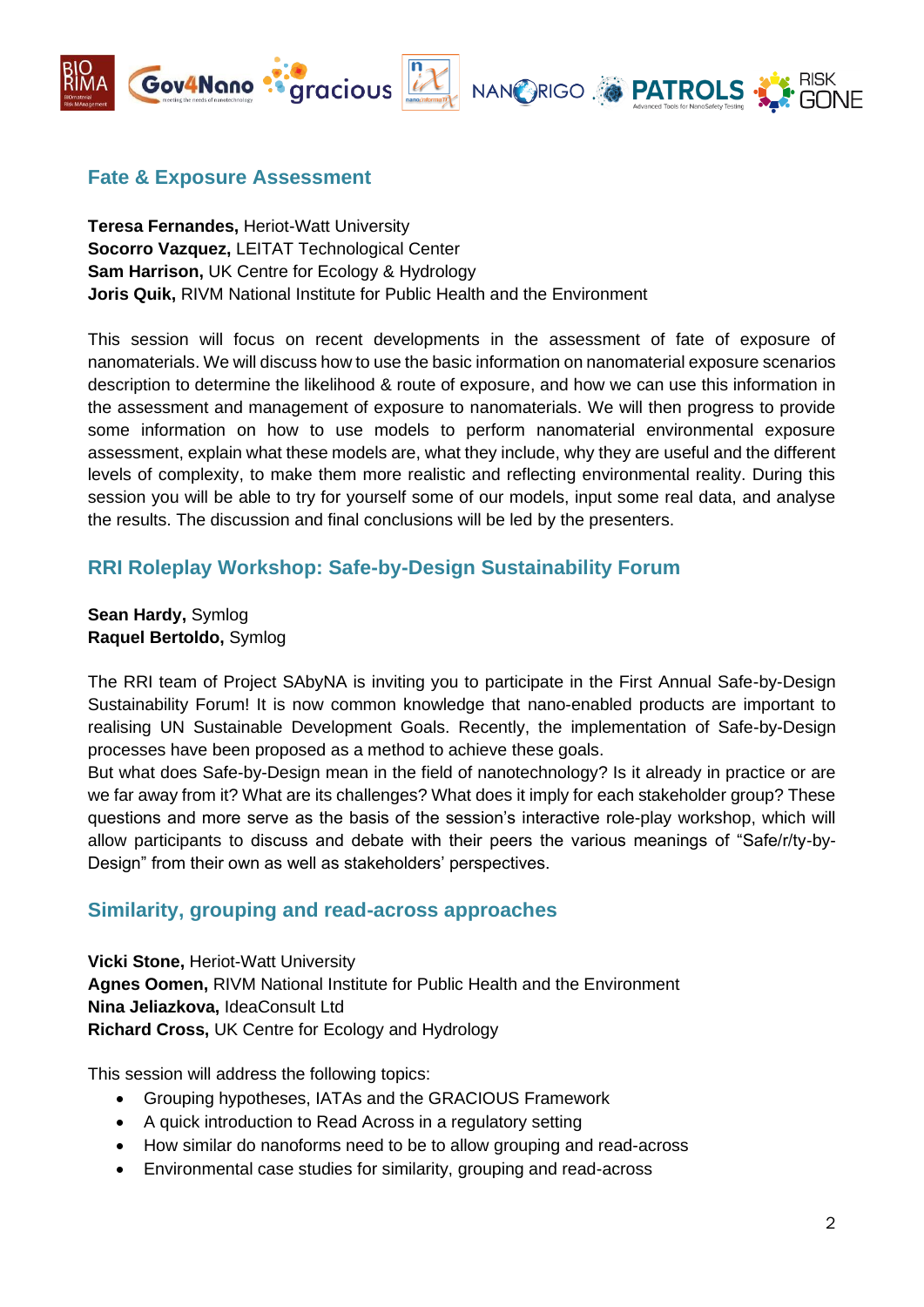## Fate & Exposure Assessment

**Teresa Fernandes,** Heriot-Watt University
**Socorro Vazquez,** LEITAT Technological Center
**Sam Harrison,** UK Centre for Ecology & Hydrology
**Joris Quik,** RIVM National Institute for Public Health and the Environment

This session will focus on recent developments in the assessment of fate of exposure of nanomaterials. We will discuss how to use the basic information on nanomaterial exposure scenarios description to determine the likelihood & route of exposure, and how we can use this information in the assessment and management of exposure to nanomaterials. We will then progress to provide some information on how to use models to perform nanomaterial environmental exposure assessment, explain what these models are, what they include, why they are useful and the different levels of complexity, to make them more realistic and reflecting environmental reality. During this session you will be able to try for yourself some of our models, input some real data, and analyse the results. The discussion and final conclusions will be led by the presenters.

## RRI Roleplay Workshop: Safe-by-Design Sustainability Forum

**Sean Hardy,** Symlog
**Raquel Bertoldo,** Symlog

The RRI team of Project SAbyNA is inviting you to participate in the First Annual Safe-by-Design Sustainability Forum! It is now common knowledge that nano-enabled products are important to realising UN Sustainable Development Goals. Recently, the implementation of Safe-by-Design processes have been proposed as a method to achieve these goals.
But what does Safe-by-Design mean in the field of nanotechnology? Is it already in practice or are we far away from it? What are its challenges? What does it imply for each stakeholder group? These questions and more serve as the basis of the session's interactive role-play workshop, which will allow participants to discuss and debate with their peers the various meanings of "Safe/r/ty-by-Design" from their own as well as stakeholders' perspectives.

## Similarity, grouping and read-across approaches

**Vicki Stone,** Heriot-Watt University
**Agnes Oomen,** RIVM National Institute for Public Health and the Environment
**Nina Jeliazkova,** IdeaConsult Ltd
**Richard Cross,** UK Centre for Ecology and Hydrology

This session will address the following topics:

- Grouping hypotheses, IATAs and the GRACIOUS Framework
- A quick introduction to Read Across in a regulatory setting
- How similar do nanoforms need to be to allow grouping and read-across
- Environmental case studies for similarity, grouping and read-across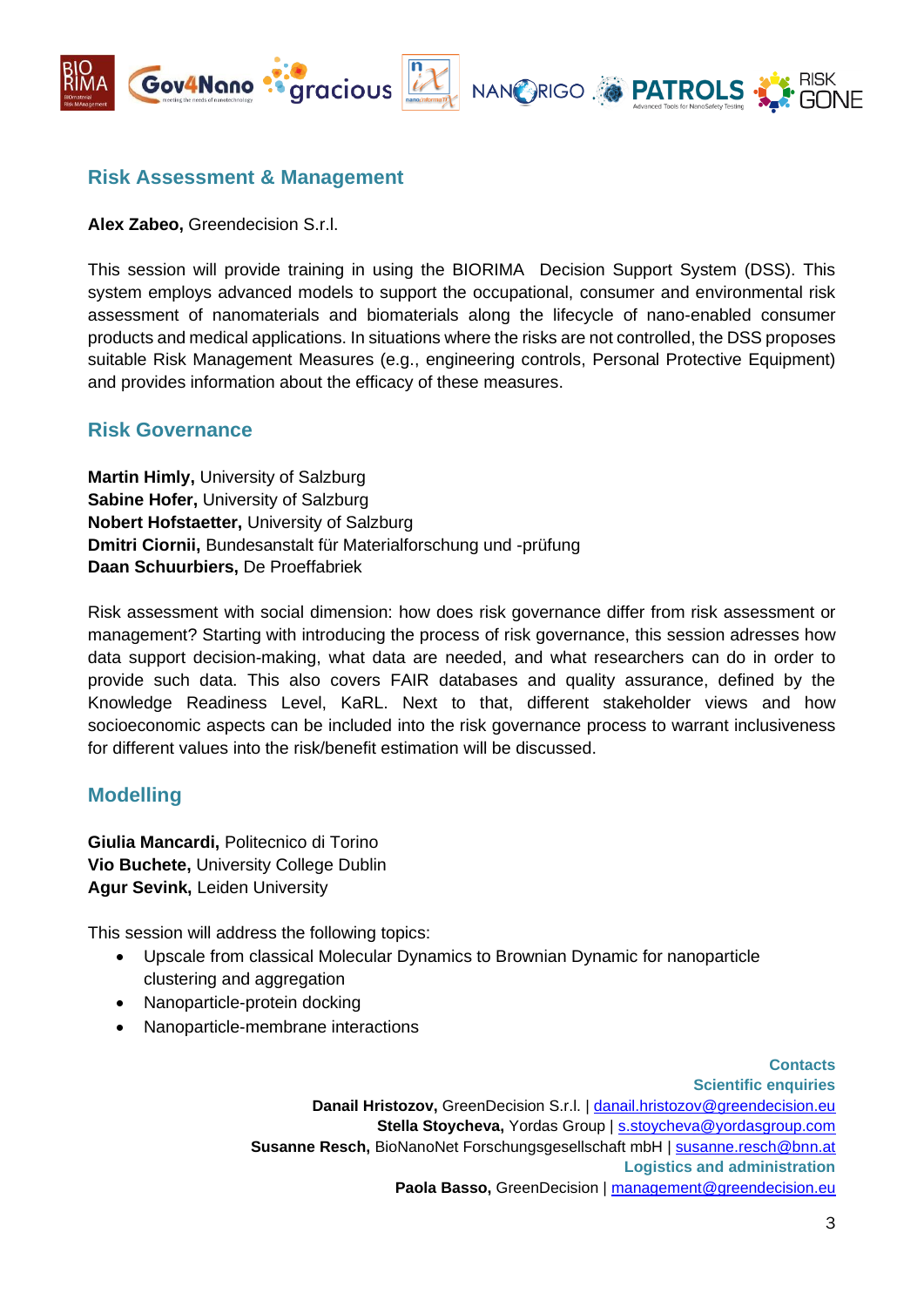## Risk Assessment & Management

**Alex Zabeo,** Greendecision S.r.l.

This session will provide training in using the BIORIMA Decision Support System (DSS). This system employs advanced models to support the occupational, consumer and environmental risk assessment of nanomaterials and biomaterials along the lifecycle of nano-enabled consumer products and medical applications. In situations where the risks are not controlled, the DSS proposes suitable Risk Management Measures (e.g., engineering controls, Personal Protective Equipment) and provides information about the efficacy of these measures.

## Risk Governance

**Martin Himly,** University of Salzburg
**Sabine Hofer,** University of Salzburg
**Nobert Hofstaetter,** University of Salzburg
**Dmitri Ciornii,** Bundesanstalt für Materialforschung und -prüfung
**Daan Schuurbiers,** De Proeffabriek

Risk assessment with social dimension: how does risk governance differ from risk assessment or management? Starting with introducing the process of risk governance, this session adresses how data support decision-making, what data are needed, and what researchers can do in order to provide such data. This also covers FAIR databases and quality assurance, defined by the Knowledge Readiness Level, KaRL. Next to that, different stakeholder views and how socioeconomic aspects can be included into the risk governance process to warrant inclusiveness for different values into the risk/benefit estimation will be discussed.

## Modelling

**Giulia Mancardi,** Politecnico di Torino
**Vio Buchete,** University College Dublin
**Agur Sevink,** Leiden University

This session will address the following topics:

- Upscale from classical Molecular Dynamics to Brownian Dynamic for nanoparticle clustering and aggregation
- Nanoparticle-protein docking
- Nanoparticle-membrane interactions

**Contacts**

**Scientific enquiries**

**Danail Hristozov,** GreenDecision S.r.l. | danail.hristozov@greendecision.eu
**Stella Stoycheva,** Yordas Group | s.stoycheva@yordasgroup.com
**Susanne Resch,** BioNanoNet Forschungsgesellschaft mbH | susanne.resch@bnn.at

**Logistics and administration**

**Paola Basso,** GreenDecision | management@greendecision.eu